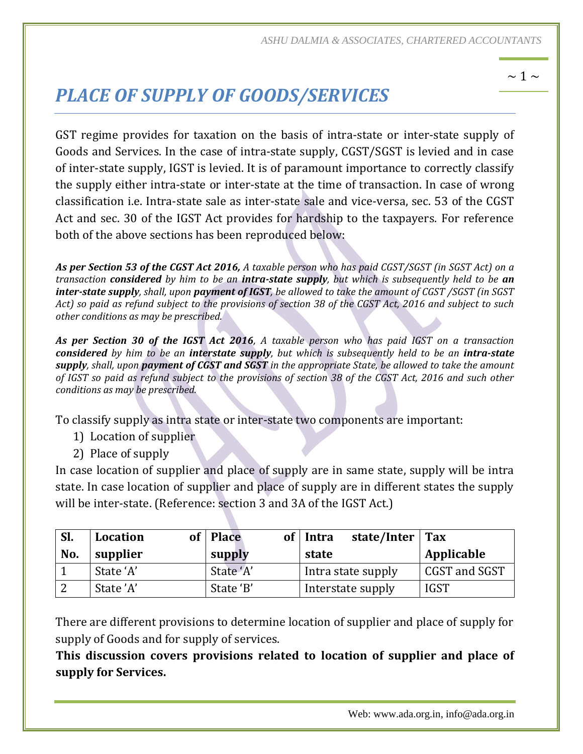# PLACE OF SUPPLY OF GOODS/SERVICES

GST regime provides for taxation on the basis of intra-state or inter-state supply of Goods and Services. In the case of intra-state supply, CGST/SGST is levied and in case of inter-state supply, IGST is levied. It is of paramount importance to correctly classify the supply either intra-state or inter-state at the time of transaction. In case of wrong classification i.e. Intra-state sale as inter-state sale and vice-versa, sec. 53 of the CGST Act and sec. 30 of the IGST Act provides for hardship to the taxpayers. For reference both of the above sections has been reproduced below:

***As per Section 53 of the CGST Act 2016,*** *A taxable person who has paid CGST/SGST (in SGST Act) on a transaction* ***considered*** *by him to be an* ***intra-state supply****, but which is subsequently held to be* ***an inter-state supply****, shall, upon* ***payment of IGST****, be allowed to take the amount of CGST /SGST (in SGST Act) so paid as refund subject to the provisions of section 38 of the CGST Act, 2016 and subject to such other conditions as may be prescribed.*

***As per Section 30 of the IGST Act 2016****, A taxable person who has paid IGST on a transaction* ***considered*** *by him to be an* ***interstate supply****, but which is subsequently held to be an* ***intra-state supply****, shall, upon* ***payment of CGST and SGST*** *in the appropriate State, be allowed to take the amount of IGST so paid as refund subject to the provisions of section 38 of the CGST Act, 2016 and such other conditions as may be prescribed.*

To classify supply as intra state or inter-state two components are important:

1) Location of supplier
2) Place of supply

In case location of supplier and place of supply are in same state, supply will be intra state. In case location of supplier and place of supply are in different states the supply will be inter-state. (Reference: section 3 and 3A of the IGST Act.)

| Sl. No. | Location of supplier | Place of supply | Intra state/Inter state | Tax Applicable |
|---|---|---|---|---|
| 1 | State 'A' | State 'A' | Intra state supply | CGST and SGST |
| 2 | State 'A' | State 'B' | Interstate supply | IGST |

There are different provisions to determine location of supplier and place of supply for supply of Goods and for supply of services.

**This discussion covers provisions related to location of supplier and place of supply for Services.**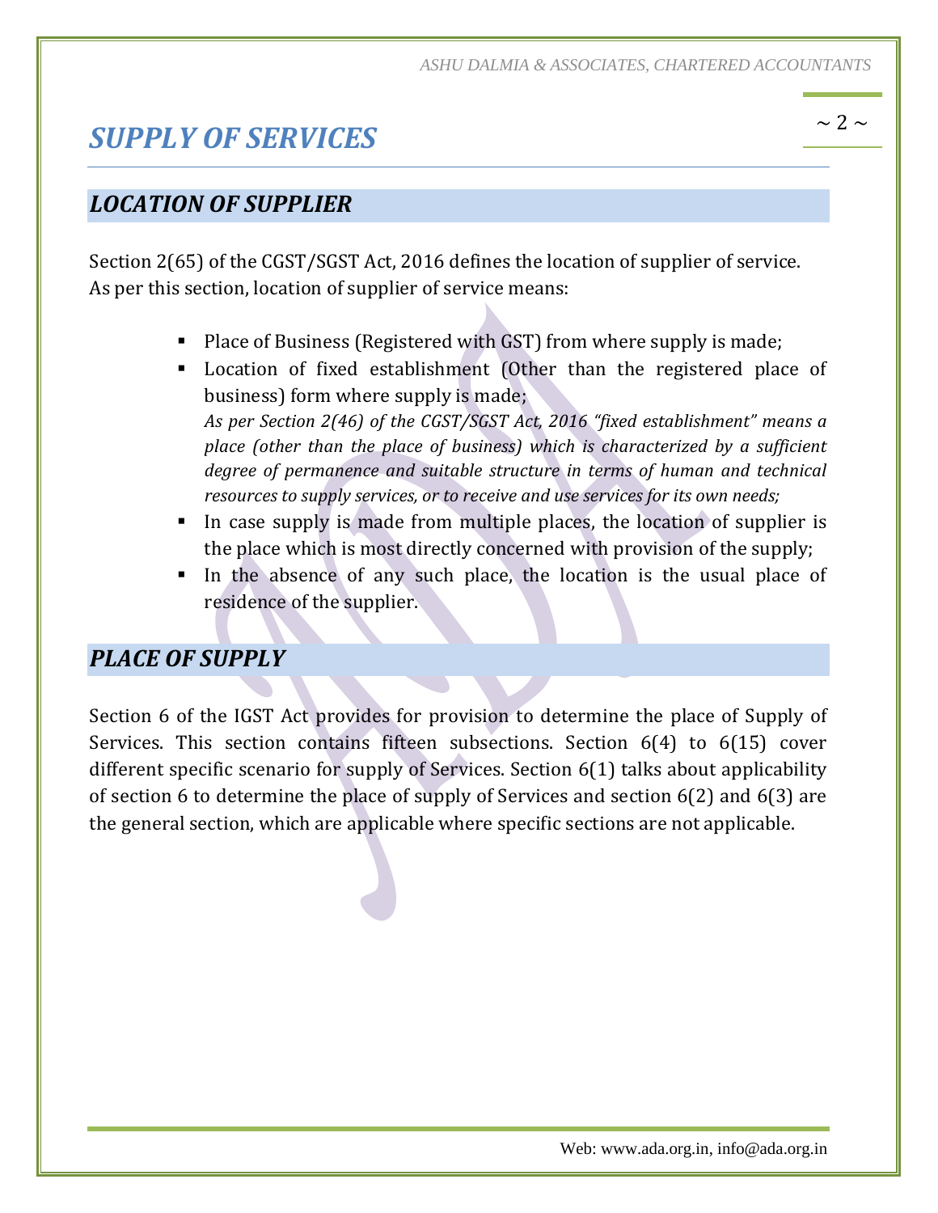# *SUPPLY OF SERVICES*

## *LOCATION OF SUPPLIER*

Section 2(65) of the CGST/SGST Act, 2016 defines the location of supplier of service. As per this section, location of supplier of service means:

- Place of Business (Registered with GST) from where supply is made;
- Location of fixed establishment (Other than the registered place of business) form where supply is made;
  *As per Section 2(46) of the CGST/SGST Act, 2016 "fixed establishment" means a place (other than the place of business) which is characterized by a sufficient degree of permanence and suitable structure in terms of human and technical resources to supply services, or to receive and use services for its own needs;*
- In case supply is made from multiple places, the location of supplier is the place which is most directly concerned with provision of the supply;
- In the absence of any such place, the location is the usual place of residence of the supplier.

## *PLACE OF SUPPLY*

Section 6 of the IGST Act provides for provision to determine the place of Supply of Services. This section contains fifteen subsections. Section 6(4) to 6(15) cover different specific scenario for supply of Services. Section 6(1) talks about applicability of section 6 to determine the place of supply of Services and section 6(2) and 6(3) are the general section, which are applicable where specific sections are not applicable.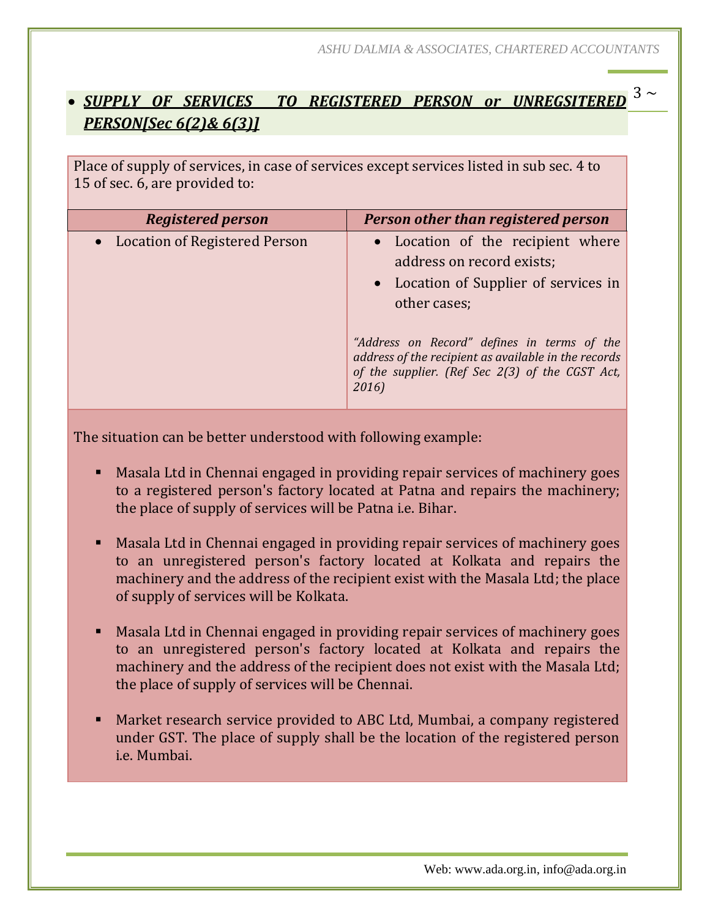- ***SUPPLY OF SERVICES TO REGISTERED PERSON or UNREGSITERED PERSON[Sec 6(2)& 6(3)]***

Place of supply of services, in case of services except services listed in sub sec. 4 to 15 of sec. 6, are provided to:

| ***Registered person*** | ***Person other than registered person*** |
|---|---|
| • Location of Registered Person | • Location of the recipient where address on record exists;<br>• Location of Supplier of services in other cases;<br><br>*"Address on Record" defines in terms of the address of the recipient as available in the records of the supplier. (Ref Sec 2(3) of the CGST Act, 2016)* |

The situation can be better understood with following example:

- Masala Ltd in Chennai engaged in providing repair services of machinery goes to a registered person's factory located at Patna and repairs the machinery; the place of supply of services will be Patna i.e. Bihar.
- Masala Ltd in Chennai engaged in providing repair services of machinery goes to an unregistered person's factory located at Kolkata and repairs the machinery and the address of the recipient exist with the Masala Ltd; the place of supply of services will be Kolkata.
- Masala Ltd in Chennai engaged in providing repair services of machinery goes to an unregistered person's factory located at Kolkata and repairs the machinery and the address of the recipient does not exist with the Masala Ltd; the place of supply of services will be Chennai.
- Market research service provided to ABC Ltd, Mumbai, a company registered under GST. The place of supply shall be the location of the registered person i.e. Mumbai.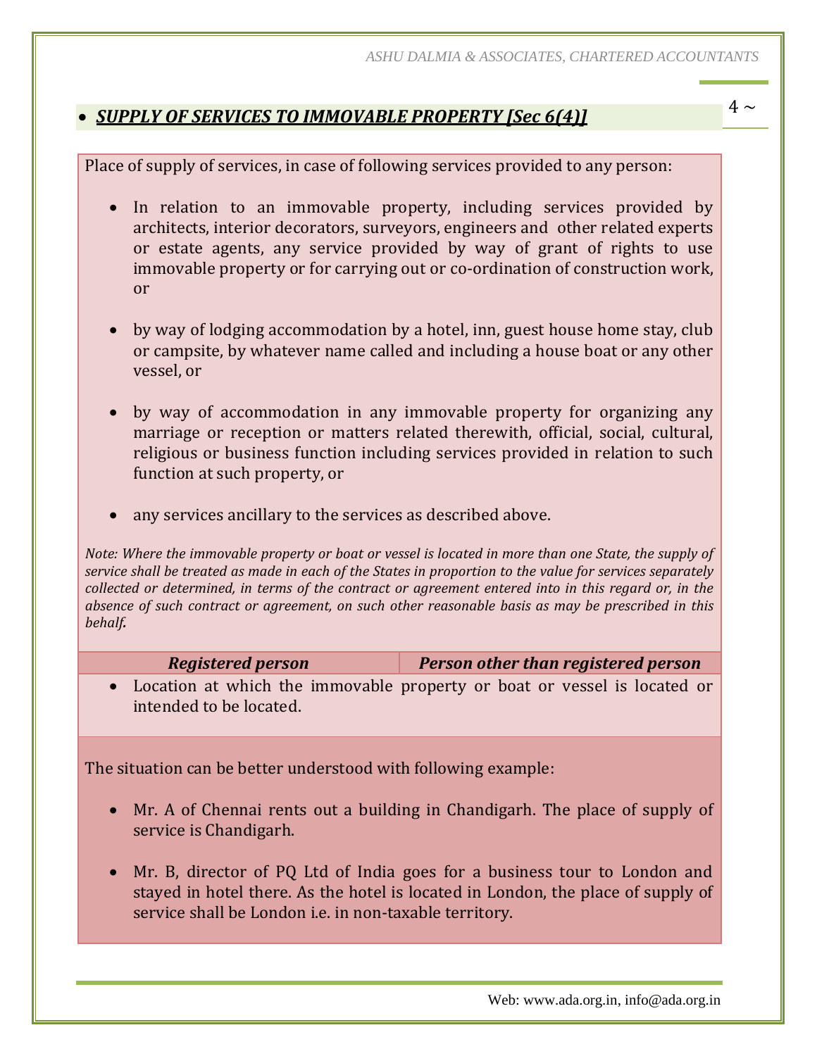- ***SUPPLY OF SERVICES TO IMMOVABLE PROPERTY [Sec 6(4)]***

Place of supply of services, in case of following services provided to any person:

- In relation to an immovable property, including services provided by architects, interior decorators, surveyors, engineers and other related experts or estate agents, any service provided by way of grant of rights to use immovable property or for carrying out or co-ordination of construction work, or

- by way of lodging accommodation by a hotel, inn, guest house home stay, club or campsite, by whatever name called and including a house boat or any other vessel, or

- by way of accommodation in any immovable property for organizing any marriage or reception or matters related therewith, official, social, cultural, religious or business function including services provided in relation to such function at such property, or

- any services ancillary to the services as described above.

*Note: Where the immovable property or boat or vessel is located in more than one State, the supply of service shall be treated as made in each of the States in proportion to the value for services separately collected or determined, in terms of the contract or agreement entered into in this regard or, in the absence of such contract or agreement, on such other reasonable basis as may be prescribed in this behalf.*

| ***Registered person*** | ***Person other than registered person*** |
|---|---|
| Location at which the immovable property or boat or vessel is located or intended to be located. | |

The situation can be better understood with following example:

- Mr. A of Chennai rents out a building in Chandigarh. The place of supply of service is Chandigarh.

- Mr. B, director of PQ Ltd of India goes for a business tour to London and stayed in hotel there. As the hotel is located in London, the place of supply of service shall be London i.e. in non-taxable territory.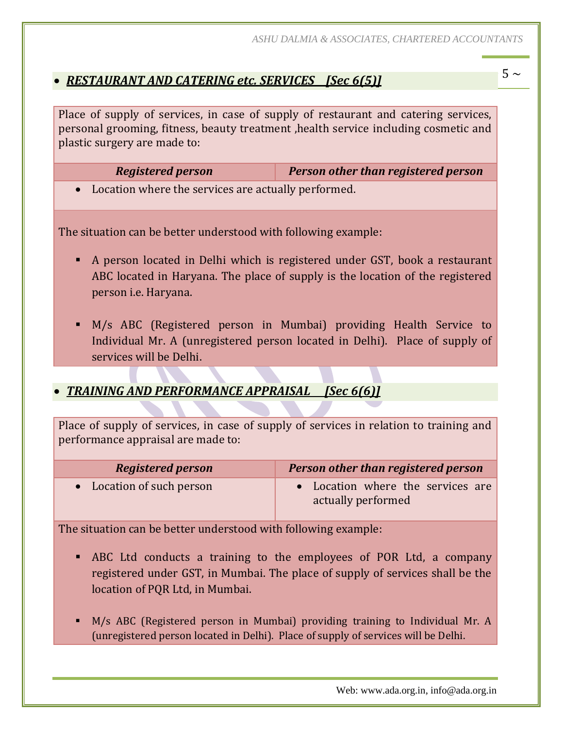- ***RESTAURANT AND CATERING etc. SERVICES [Sec 6(5)]***

Place of supply of services, in case of supply of restaurant and catering services, personal grooming, fitness, beauty treatment ,health service including cosmetic and plastic surgery are made to:

| ***Registered person*** | ***Person other than registered person*** |
|---|---|
| • Location where the services are actually performed. | |

The situation can be better understood with following example:

- A person located in Delhi which is registered under GST, book a restaurant ABC located in Haryana. The place of supply is the location of the registered person i.e. Haryana.
- M/s ABC (Registered person in Mumbai) providing Health Service to Individual Mr. A (unregistered person located in Delhi). Place of supply of services will be Delhi.

- ***TRAINING AND PERFORMANCE APPRAISAL [Sec 6(6)]***

Place of supply of services, in case of supply of services in relation to training and performance appraisal are made to:

| ***Registered person*** | ***Person other than registered person*** |
|---|---|
| • Location of such person | • Location where the services are actually performed |

The situation can be better understood with following example:

- ABC Ltd conducts a training to the employees of POR Ltd, a company registered under GST, in Mumbai. The place of supply of services shall be the location of PQR Ltd, in Mumbai.
- M/s ABC (Registered person in Mumbai) providing training to Individual Mr. A (unregistered person located in Delhi). Place of supply of services will be Delhi.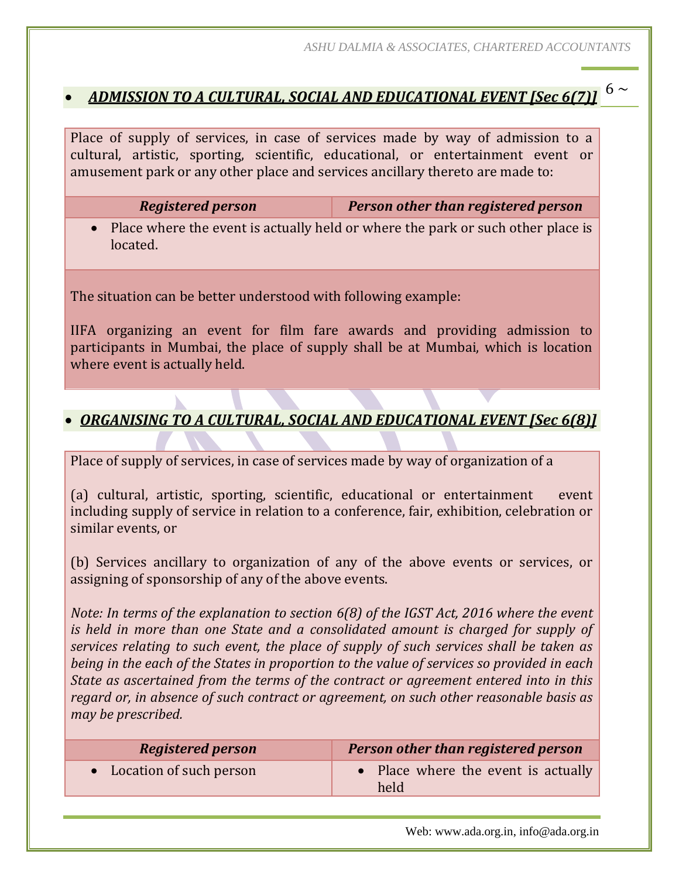- ***ADMISSION TO A CULTURAL, SOCIAL AND EDUCATIONAL EVENT [Sec 6(7)]***

Place of supply of services, in case of services made by way of admission to a cultural, artistic, sporting, scientific, educational, or entertainment event or amusement park or any other place and services ancillary thereto are made to:

| ***Registered person*** | ***Person other than registered person*** |
|---|---|
| • Place where the event is actually held or where the park or such other place is located. | |

The situation can be better understood with following example:

IIFA organizing an event for film fare awards and providing admission to participants in Mumbai, the place of supply shall be at Mumbai, which is location where event is actually held.

- ***ORGANISING TO A CULTURAL, SOCIAL AND EDUCATIONAL EVENT [Sec 6(8)]***

Place of supply of services, in case of services made by way of organization of a

(a) cultural, artistic, sporting, scientific, educational or entertainment event including supply of service in relation to a conference, fair, exhibition, celebration or similar events, or

(b) Services ancillary to organization of any of the above events or services, or assigning of sponsorship of any of the above events.

*Note: In terms of the explanation to section 6(8) of the IGST Act, 2016 where the event is held in more than one State and a consolidated amount is charged for supply of services relating to such event, the place of supply of such services shall be taken as being in the each of the States in proportion to the value of services so provided in each State as ascertained from the terms of the contract or agreement entered into in this regard or, in absence of such contract or agreement, on such other reasonable basis as may be prescribed.*

| ***Registered person*** | ***Person other than registered person*** |
|---|---|
| • Location of such person | • Place where the event is actually held |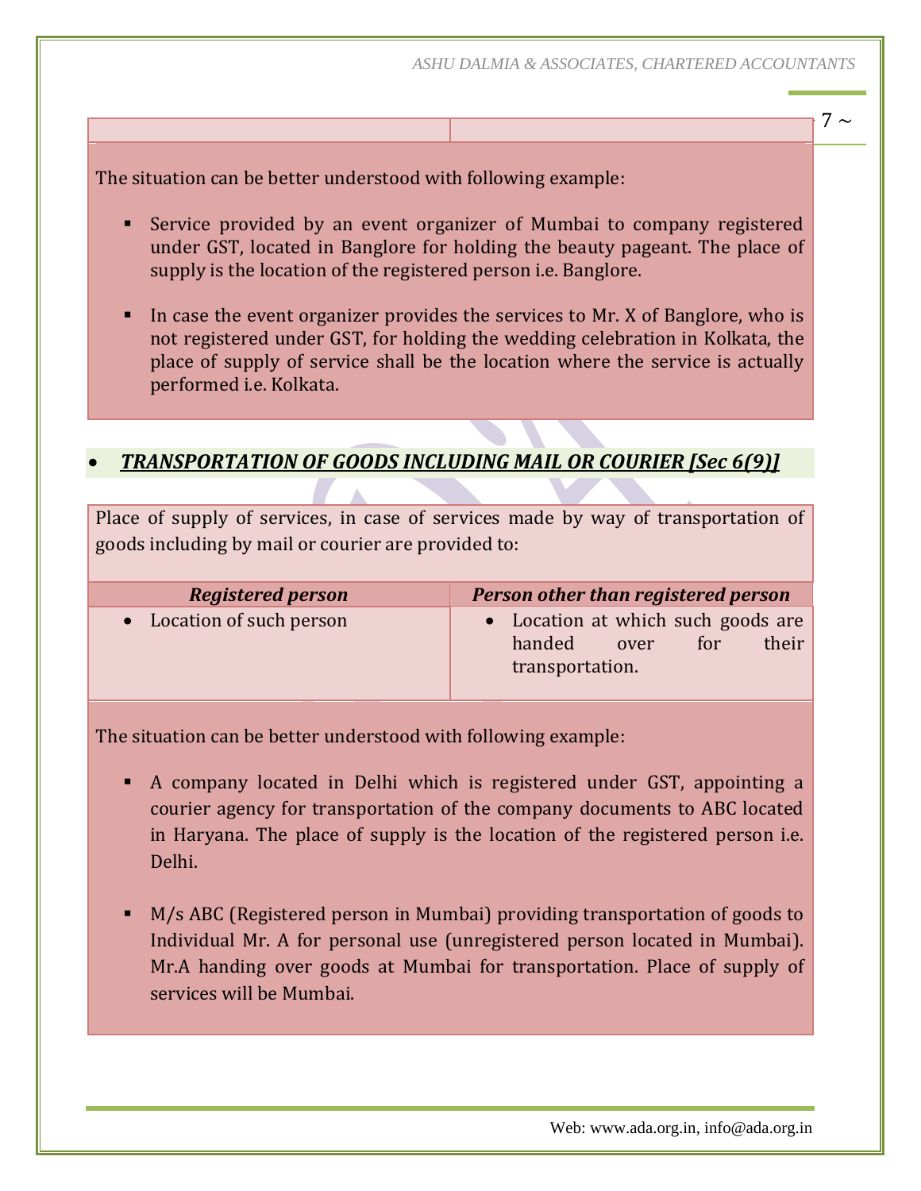The situation can be better understood with following example:

- Service provided by an event organizer of Mumbai to company registered under GST, located in Banglore for holding the beauty pageant. The place of supply is the location of the registered person i.e. Banglore.

- In case the event organizer provides the services to Mr. X of Banglore, who is not registered under GST, for holding the wedding celebration in Kolkata, the place of supply of service shall be the location where the service is actually performed i.e. Kolkata.

- ***TRANSPORTATION OF GOODS INCLUDING MAIL OR COURIER [Sec 6(9)]***

Place of supply of services, in case of services made by way of transportation of goods including by mail or courier are provided to:

| ***Registered person*** | ***Person other than registered person*** |
|---|---|
| • Location of such person | • Location at which such goods are handed over for their transportation. |

The situation can be better understood with following example:

- A company located in Delhi which is registered under GST, appointing a courier agency for transportation of the company documents to ABC located in Haryana. The place of supply is the location of the registered person i.e. Delhi.

- M/s ABC (Registered person in Mumbai) providing transportation of goods to Individual Mr. A for personal use (unregistered person located in Mumbai). Mr.A handing over goods at Mumbai for transportation. Place of supply of services will be Mumbai.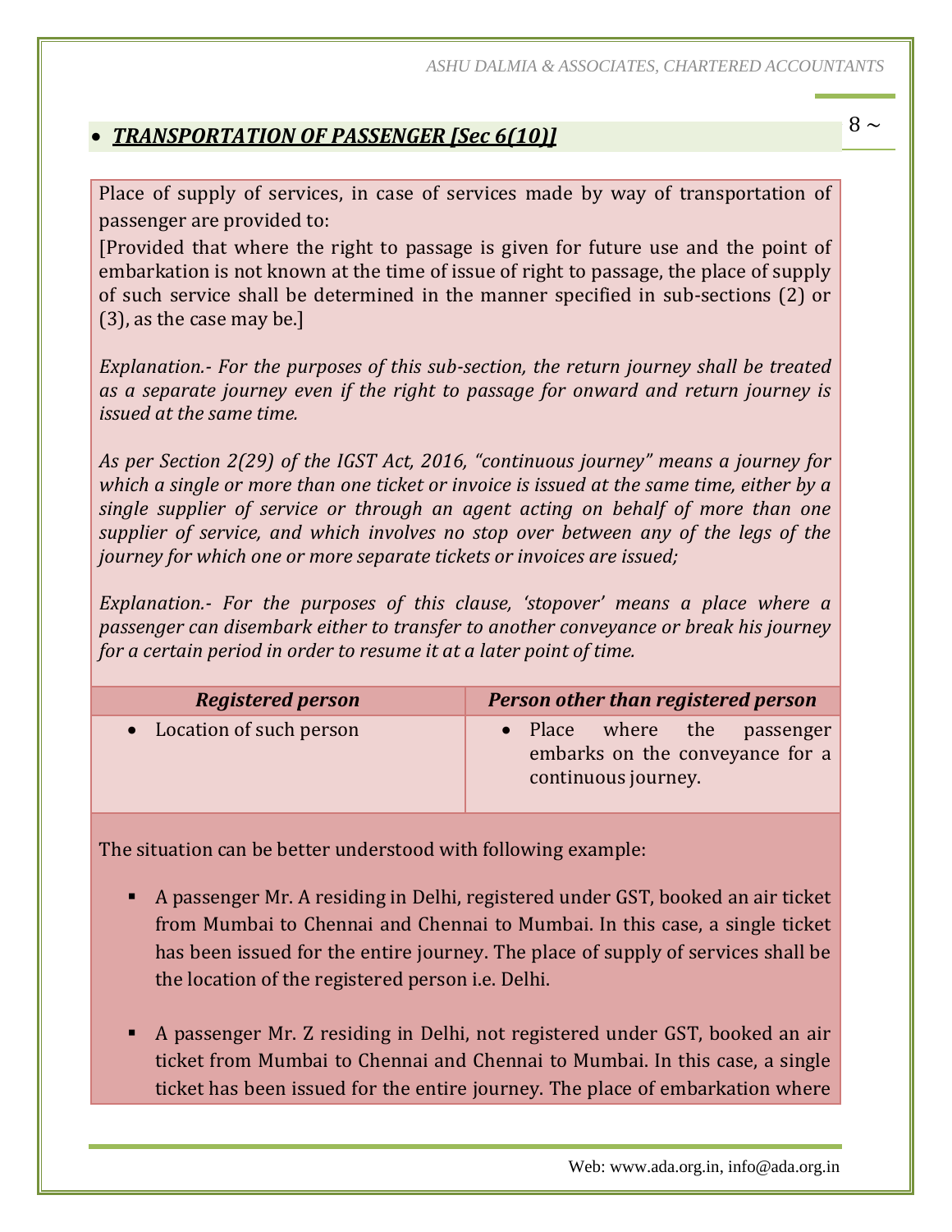- ***TRANSPORTATION OF PASSENGER [Sec 6(10)]***

Place of supply of services, in case of services made by way of transportation of passenger are provided to:

[Provided that where the right to passage is given for future use and the point of embarkation is not known at the time of issue of right to passage, the place of supply of such service shall be determined in the manner specified in sub-sections (2) or (3), as the case may be.]

*Explanation.- For the purposes of this sub-section, the return journey shall be treated as a separate journey even if the right to passage for onward and return journey is issued at the same time.*

*As per Section 2(29) of the IGST Act, 2016, "continuous journey" means a journey for which a single or more than one ticket or invoice is issued at the same time, either by a single supplier of service or through an agent acting on behalf of more than one supplier of service, and which involves no stop over between any of the legs of the journey for which one or more separate tickets or invoices are issued;*

*Explanation.- For the purposes of this clause, 'stopover' means a place where a passenger can disembark either to transfer to another conveyance or break his journey for a certain period in order to resume it at a later point of time.*

| ***Registered person*** | ***Person other than registered person*** |
|---|---|
| • Location of such person | • Place where the passenger embarks on the conveyance for a continuous journey. |

The situation can be better understood with following example:

- A passenger Mr. A residing in Delhi, registered under GST, booked an air ticket from Mumbai to Chennai and Chennai to Mumbai. In this case, a single ticket has been issued for the entire journey. The place of supply of services shall be the location of the registered person i.e. Delhi.
- A passenger Mr. Z residing in Delhi, not registered under GST, booked an air ticket from Mumbai to Chennai and Chennai to Mumbai. In this case, a single ticket has been issued for the entire journey. The place of embarkation where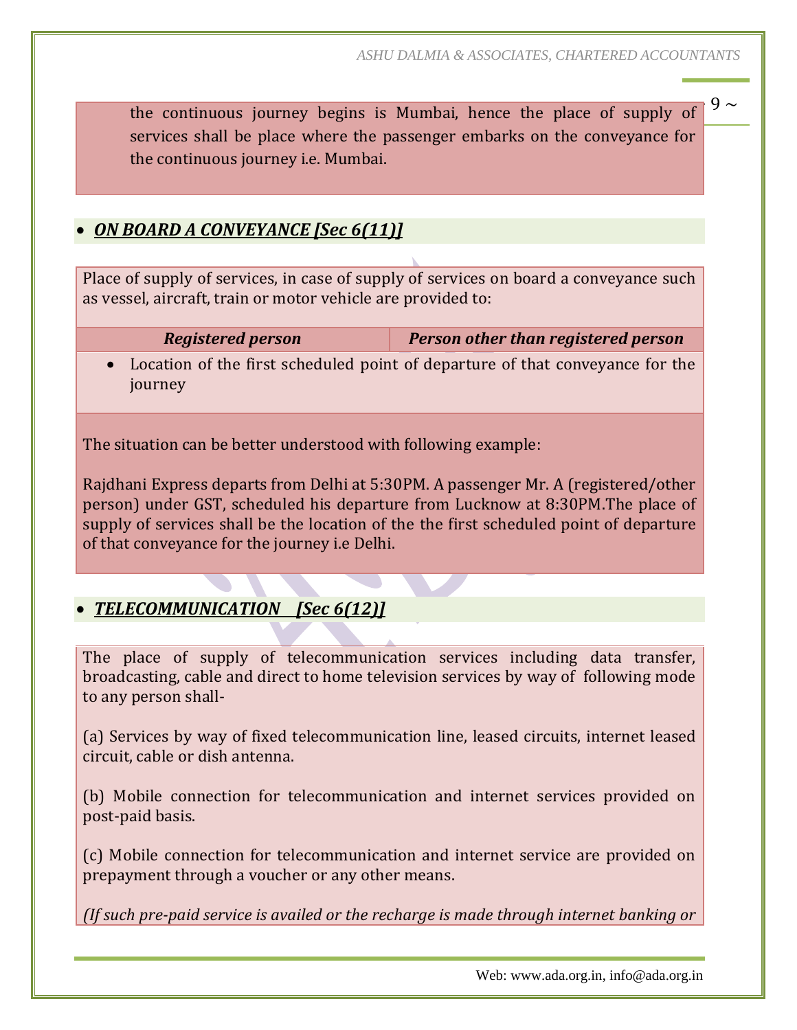the continuous journey begins is Mumbai, hence the place of supply of services shall be place where the passenger embarks on the conveyance for the continuous journey i.e. Mumbai.

- ***ON BOARD A CONVEYANCE [Sec 6(11)]***

Place of supply of services, in case of supply of services on board a conveyance such as vessel, aircraft, train or motor vehicle are provided to:

| *Registered person* | *Person other than registered person* |
|---|---|
| • Location of the first scheduled point of departure of that conveyance for the journey | |

The situation can be better understood with following example:

Rajdhani Express departs from Delhi at 5:30PM. A passenger Mr. A (registered/other person) under GST, scheduled his departure from Lucknow at 8:30PM.The place of supply of services shall be the location of the the first scheduled point of departure of that conveyance for the journey i.e Delhi.

- ***TELECOMMUNICATION [Sec 6(12)]***

The place of supply of telecommunication services including data transfer, broadcasting, cable and direct to home television services by way of following mode to any person shall-

(a) Services by way of fixed telecommunication line, leased circuits, internet leased circuit, cable or dish antenna.

(b) Mobile connection for telecommunication and internet services provided on post-paid basis.

(c) Mobile connection for telecommunication and internet service are provided on prepayment through a voucher or any other means.

*(If such pre-paid service is availed or the recharge is made through internet banking or*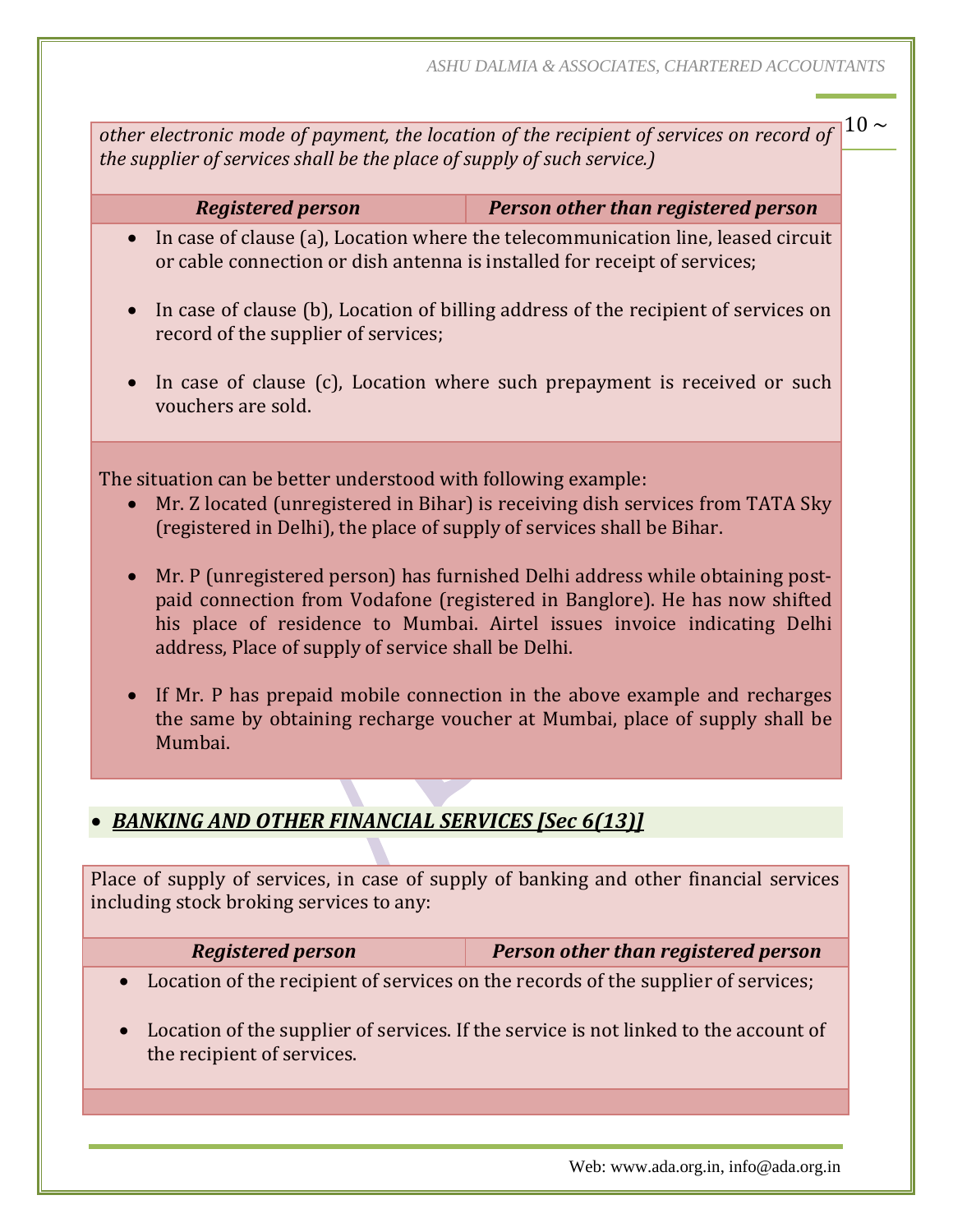*other electronic mode of payment, the location of the recipient of services on record of the supplier of services shall be the place of supply of such service.)*

| ***Registered person*** | ***Person other than registered person*** |
|---|---|

- In case of clause (a), Location where the telecommunication line, leased circuit or cable connection or dish antenna is installed for receipt of services;
- In case of clause (b), Location of billing address of the recipient of services on record of the supplier of services;
- In case of clause (c), Location where such prepayment is received or such vouchers are sold.

The situation can be better understood with following example:

- Mr. Z located (unregistered in Bihar) is receiving dish services from TATA Sky (registered in Delhi), the place of supply of services shall be Bihar.
- Mr. P (unregistered person) has furnished Delhi address while obtaining post-paid connection from Vodafone (registered in Banglore). He has now shifted his place of residence to Mumbai. Airtel issues invoice indicating Delhi address, Place of supply of service shall be Delhi.
- If Mr. P has prepaid mobile connection in the above example and recharges the same by obtaining recharge voucher at Mumbai, place of supply shall be Mumbai.

- ***BANKING AND OTHER FINANCIAL SERVICES [Sec 6(13)]***

Place of supply of services, in case of supply of banking and other financial services including stock broking services to any:

| ***Registered person*** | ***Person other than registered person*** |
|---|---|

- Location of the recipient of services on the records of the supplier of services;
- Location of the supplier of services. If the service is not linked to the account of the recipient of services.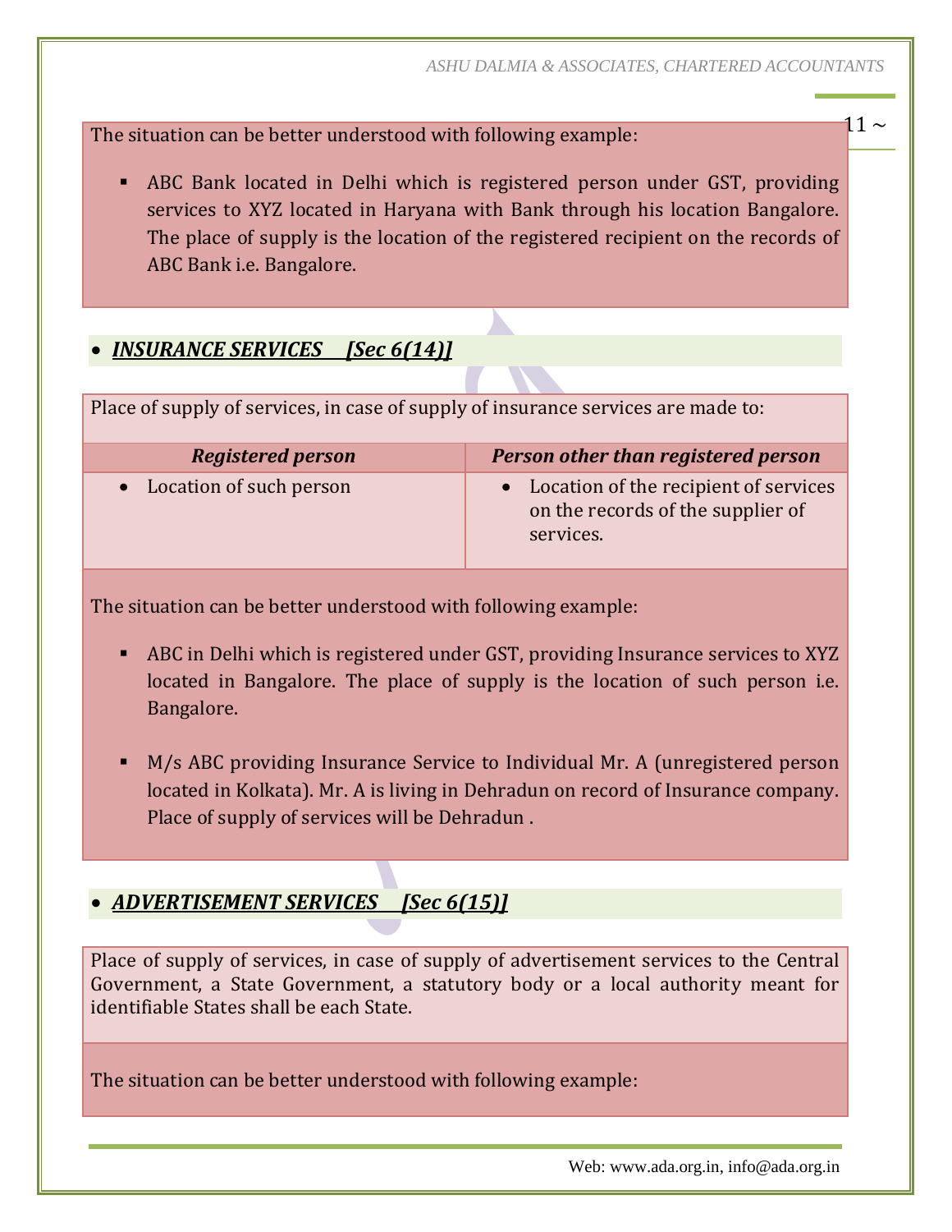The situation can be better understood with following example:

- ABC Bank located in Delhi which is registered person under GST, providing services to XYZ located in Haryana with Bank through his location Bangalore. The place of supply is the location of the registered recipient on the records of ABC Bank i.e. Bangalore.

- ***INSURANCE SERVICES [Sec 6(14)]***

Place of supply of services, in case of supply of insurance services are made to:

| *Registered person* | *Person other than registered person* |
|---|---|
| • Location of such person | • Location of the recipient of services on the records of the supplier of services. |

The situation can be better understood with following example:

- ABC in Delhi which is registered under GST, providing Insurance services to XYZ located in Bangalore. The place of supply is the location of such person i.e. Bangalore.

- M/s ABC providing Insurance Service to Individual Mr. A (unregistered person located in Kolkata). Mr. A is living in Dehradun on record of Insurance company. Place of supply of services will be Dehradun .

- ***ADVERTISEMENT SERVICES [Sec 6(15)]***

Place of supply of services, in case of supply of advertisement services to the Central Government, a State Government, a statutory body or a local authority meant for identifiable States shall be each State.

The situation can be better understood with following example: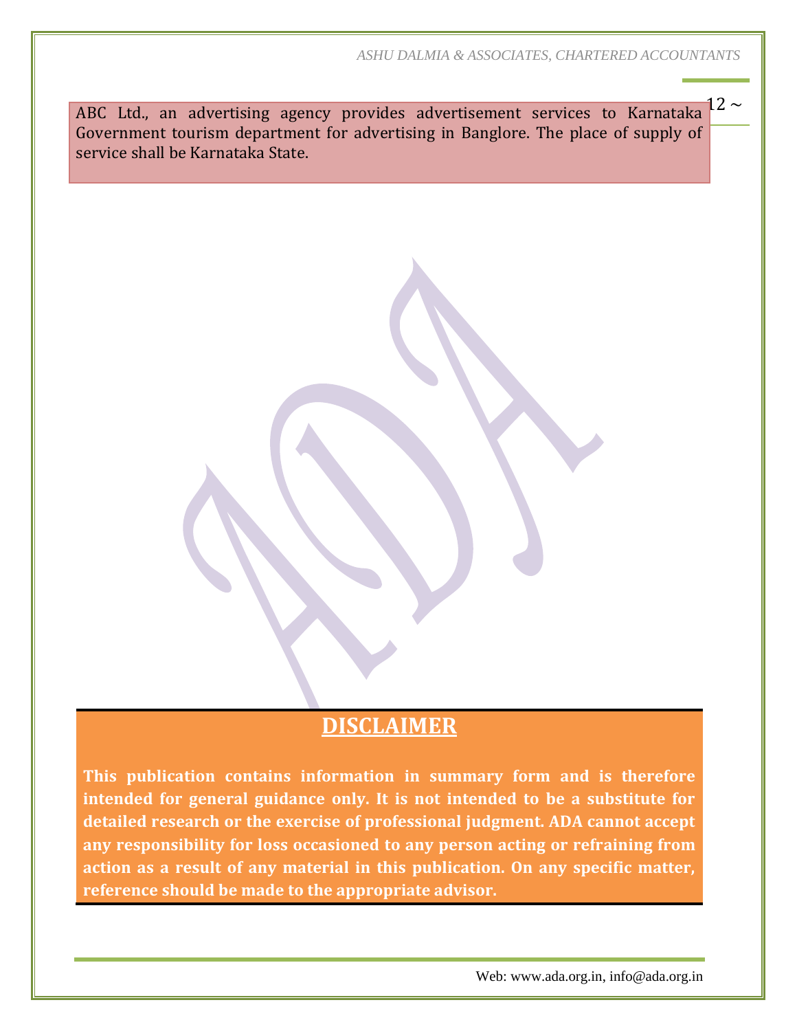ABC Ltd., an advertising agency provides advertisement services to Karnataka Government tourism department for advertising in Banglore. The place of supply of service shall be Karnataka State.

## DISCLAIMER

**This publication contains information in summary form and is therefore intended for general guidance only. It is not intended to be a substitute for detailed research or the exercise of professional judgment. ADA cannot accept any responsibility for loss occasioned to any person acting or refraining from action as a result of any material in this publication. On any specific matter, reference should be made to the appropriate advisor.**